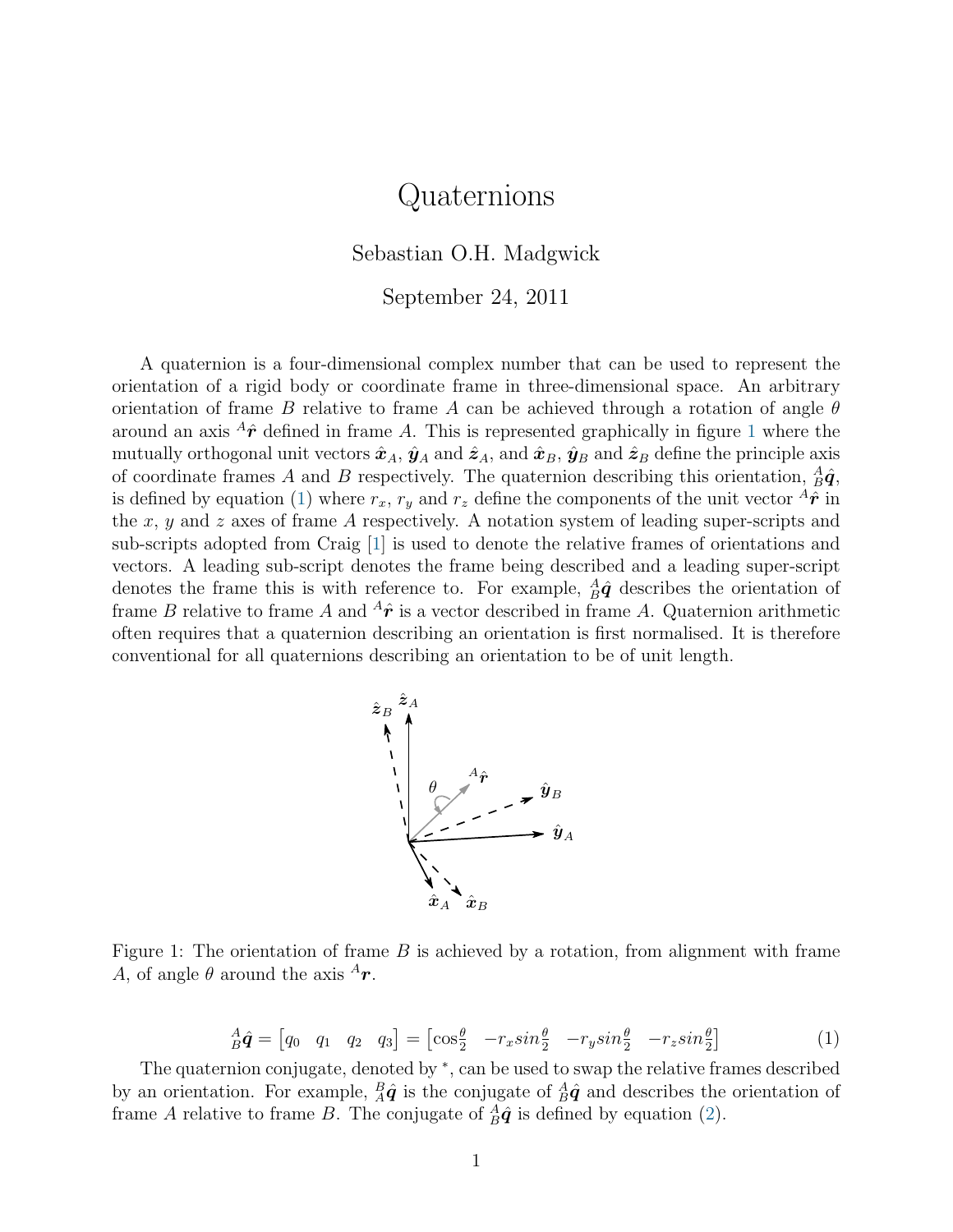# Quaternions

Sebastian O.H. Madgwick

September 24, 2011

A quaternion is a four-dimensional complex number that can be used to represent the orientation of a rigid body or coordinate frame in three-dimensional space. An arbitrary orientation of frame $B$ relative to frame $A$ can be achieved through a rotation of angle $\theta$ around an axis ${}^{A}\hat{\boldsymbol{r}}$ defined in frame $A$. This is represented graphically in figure 1 where the mutually orthogonal unit vectors $\hat{\boldsymbol{x}}_A$, $\hat{\boldsymbol{y}}_A$ and $\hat{\boldsymbol{z}}_A$, and $\hat{\boldsymbol{x}}_B$, $\hat{\boldsymbol{y}}_B$ and $\hat{\boldsymbol{z}}_B$ define the principle axis of coordinate frames $A$ and $B$ respectively. The quaternion describing this orientation, ${}^{A}_{B}\hat{\boldsymbol{q}}$, is defined by equation (1) where $r_x$, $r_y$ and $r_z$ define the components of the unit vector ${}^{A}\hat{\boldsymbol{r}}$ in the $x$, $y$ and $z$ axes of frame $A$ respectively. A notation system of leading super-scripts and sub-scripts adopted from Craig [1] is used to denote the relative frames of orientations and vectors. A leading sub-script denotes the frame being described and a leading super-script denotes the frame this is with reference to. For example, ${}^{A}_{B}\hat{\boldsymbol{q}}$ describes the orientation of frame $B$ relative to frame $A$ and ${}^{A}\hat{\boldsymbol{r}}$ is a vector described in frame $A$. Quaternion arithmetic often requires that a quaternion describing an orientation is first normalised. It is therefore conventional for all quaternions describing an orientation to be of unit length.

Figure 1: The orientation of frame $B$ is achieved by a rotation, from alignment with frame $A$, of angle $\theta$ around the axis ${}^{A}\boldsymbol{r}$.

$$
{}^{A}_{B}\hat{\boldsymbol{q}} = \begin{bmatrix} q_0 & q_1 & q_2 & q_3 \end{bmatrix} = \begin{bmatrix} \cos\frac{\theta}{2} & -r_x sin\frac{\theta}{2} & -r_y sin\frac{\theta}{2} & -r_z sin\frac{\theta}{2} \end{bmatrix} \tag{1}
$$

The quaternion conjugate, denoted by $^*$, can be used to swap the relative frames described by an orientation. For example, ${}^{B}_{A}\hat{\boldsymbol{q}}$ is the conjugate of ${}^{A}_{B}\hat{\boldsymbol{q}}$ and describes the orientation of frame $A$ relative to frame $B$. The conjugate of ${}^{A}_{B}\hat{\boldsymbol{q}}$ is defined by equation (2).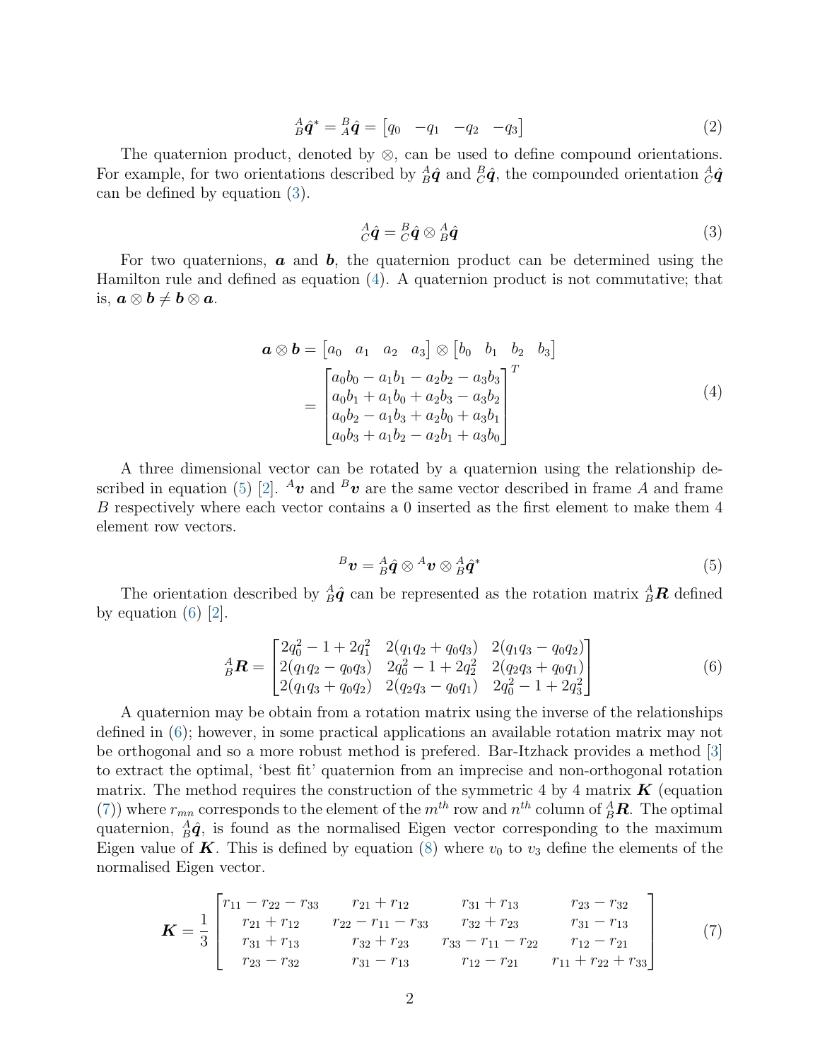$$
{}^{A}_{B}\hat{\boldsymbol{q}}^{*} = {}^{B}_{A}\hat{\boldsymbol{q}} = \begin{bmatrix} q_0 & -q_1 & -q_2 & -q_3 \end{bmatrix} \tag{2}
$$

The quaternion product, denoted by $\otimes$, can be used to define compound orientations. For example, for two orientations described by ${}^{A}_{B}\hat{\boldsymbol{q}}$ and ${}^{B}_{C}\hat{\boldsymbol{q}}$, the compounded orientation ${}^{A}_{C}\hat{\boldsymbol{q}}$ can be defined by equation (3).

$$
{}^{A}_{C}\hat{\boldsymbol{q}} = {}^{B}_{C}\hat{\boldsymbol{q}} \otimes {}^{A}_{B}\hat{\boldsymbol{q}} \tag{3}
$$

For two quaternions, $\boldsymbol{a}$ and $\boldsymbol{b}$, the quaternion product can be determined using the Hamilton rule and defined as equation (4). A quaternion product is not commutative; that is, $\boldsymbol{a} \otimes \boldsymbol{b} \neq \boldsymbol{b} \otimes \boldsymbol{a}$.

$$
\begin{aligned}
\boldsymbol{a} \otimes \boldsymbol{b} &= \begin{bmatrix} a_0 & a_1 & a_2 & a_3 \end{bmatrix} \otimes \begin{bmatrix} b_0 & b_1 & b_2 & b_3 \end{bmatrix} \\
&= \begin{bmatrix} a_0 b_0 - a_1 b_1 - a_2 b_2 - a_3 b_3 \\ a_0 b_1 + a_1 b_0 + a_2 b_3 - a_3 b_2 \\ a_0 b_2 - a_1 b_3 + a_2 b_0 + a_3 b_1 \\ a_0 b_3 + a_1 b_2 - a_2 b_1 + a_3 b_0 \end{bmatrix}^T
\end{aligned} \tag{4}
$$

A three dimensional vector can be rotated by a quaternion using the relationship described in equation (5) [2]. ${}^{A}\boldsymbol{v}$ and ${}^{B}\boldsymbol{v}$ are the same vector described in frame $A$ and frame $B$ respectively where each vector contains a 0 inserted as the first element to make them 4 element row vectors.

$$
{}^{B}\boldsymbol{v} = {}^{A}_{B}\hat{\boldsymbol{q}} \otimes {}^{A}\boldsymbol{v} \otimes {}^{A}_{B}\hat{\boldsymbol{q}}^{*} \tag{5}
$$

The orientation described by ${}^{A}_{B}\hat{\boldsymbol{q}}$ can be represented as the rotation matrix ${}^{A}_{B}\boldsymbol{R}$ defined by equation (6) [2].

$$
{}^{A}_{B}\boldsymbol{R} = \begin{bmatrix} 2q_0^2 - 1 + 2q_1^2 & 2(q_1 q_2 + q_0 q_3) & 2(q_1 q_3 - q_0 q_2) \\ 2(q_1 q_2 - q_0 q_3) & 2q_0^2 - 1 + 2q_2^2 & 2(q_2 q_3 + q_0 q_1) \\ 2(q_1 q_3 + q_0 q_2) & 2(q_2 q_3 - q_0 q_1) & 2q_0^2 - 1 + 2q_3^2 \end{bmatrix} \tag{6}
$$

A quaternion may be obtain from a rotation matrix using the inverse of the relationships defined in (6); however, in some practical applications an available rotation matrix may not be orthogonal and so a more robust method is prefered. Bar-Itzhack provides a method [3] to extract the optimal, 'best fit' quaternion from an imprecise and non-orthogonal rotation matrix. The method requires the construction of the symmetric 4 by 4 matrix $\boldsymbol{K}$ (equation (7)) where $r_{mn}$ corresponds to the element of the $m^{th}$ row and $n^{th}$ column of ${}^{A}_{B}\boldsymbol{R}$. The optimal quaternion, ${}^{A}_{B}\hat{\boldsymbol{q}}$, is found as the normalised Eigen vector corresponding to the maximum Eigen value of $\boldsymbol{K}$. This is defined by equation (8) where $v_0$ to $v_3$ define the elements of the normalised Eigen vector.

$$
\boldsymbol{K} = \frac{1}{3} \begin{bmatrix} r_{11} - r_{22} - r_{33} & r_{21} + r_{12} & r_{31} + r_{13} & r_{23} - r_{32} \\ r_{21} + r_{12} & r_{22} - r_{11} - r_{33} & r_{32} + r_{23} & r_{31} - r_{13} \\ r_{31} + r_{13} & r_{32} + r_{23} & r_{33} - r_{11} - r_{22} & r_{12} - r_{21} \\ r_{23} - r_{32} & r_{31} - r_{13} & r_{12} - r_{21} & r_{11} + r_{22} + r_{33} \end{bmatrix} \tag{7}
$$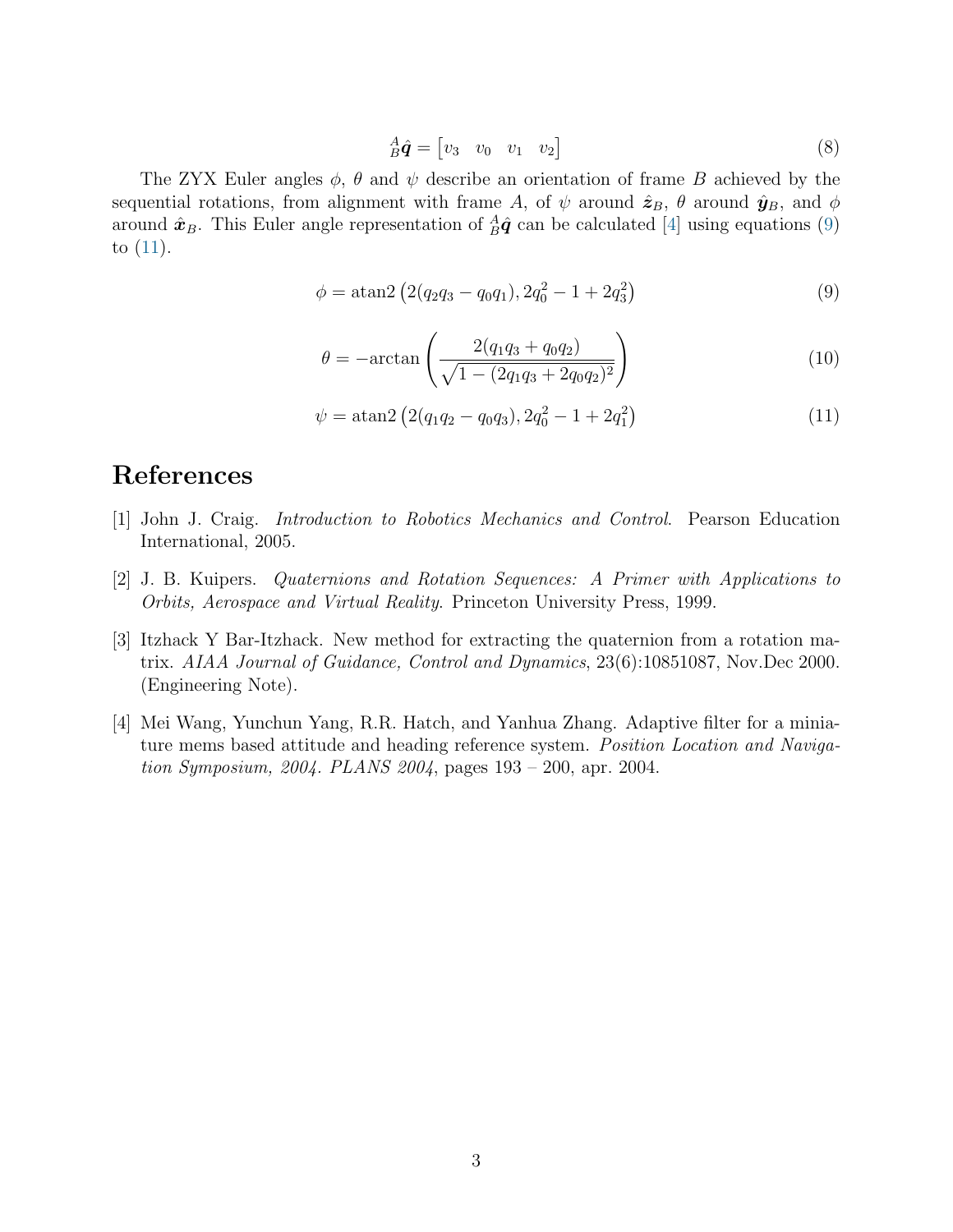$$
{}^{A}_{B}\hat{\boldsymbol{q}} = \begin{bmatrix} v_3 & v_0 & v_1 & v_2 \end{bmatrix} \tag{8}
$$

The ZYX Euler angles $\phi$, $\theta$ and $\psi$ describe an orientation of frame $B$ achieved by the sequential rotations, from alignment with frame $A$, of $\psi$ around $\hat{\boldsymbol{z}}_B$, $\theta$ around $\hat{\boldsymbol{y}}_B$, and $\phi$ around $\hat{\boldsymbol{x}}_B$. This Euler angle representation of ${}^{A}_{B}\hat{\boldsymbol{q}}$ can be calculated [4] using equations (9) to (11).

$$
\phi = \operatorname{atan2}\left(2(q_2 q_3 - q_0 q_1), 2q_0^2 - 1 + 2q_3^2\right) \tag{9}
$$

$$
\theta = -\arctan\left(\frac{2(q_1 q_3 + q_0 q_2)}{\sqrt{1 - (2q_1 q_3 + 2q_0 q_2)^2}}\right) \tag{10}
$$

$$
\psi = \operatorname{atan2}\left(2(q_1 q_2 - q_0 q_3), 2q_0^2 - 1 + 2q_1^2\right) \tag{11}
$$

# References

[1] John J. Craig. *Introduction to Robotics Mechanics and Control*. Pearson Education International, 2005.

[2] J. B. Kuipers. *Quaternions and Rotation Sequences: A Primer with Applications to Orbits, Aerospace and Virtual Reality*. Princeton University Press, 1999.

[3] Itzhack Y Bar-Itzhack. New method for extracting the quaternion from a rotation matrix. *AIAA Journal of Guidance, Control and Dynamics*, 23(6):10851087, Nov.Dec 2000. (Engineering Note).

[4] Mei Wang, Yunchun Yang, R.R. Hatch, and Yanhua Zhang. Adaptive filter for a miniature mems based attitude and heading reference system. *Position Location and Navigation Symposium, 2004. PLANS 2004*, pages 193 – 200, apr. 2004.